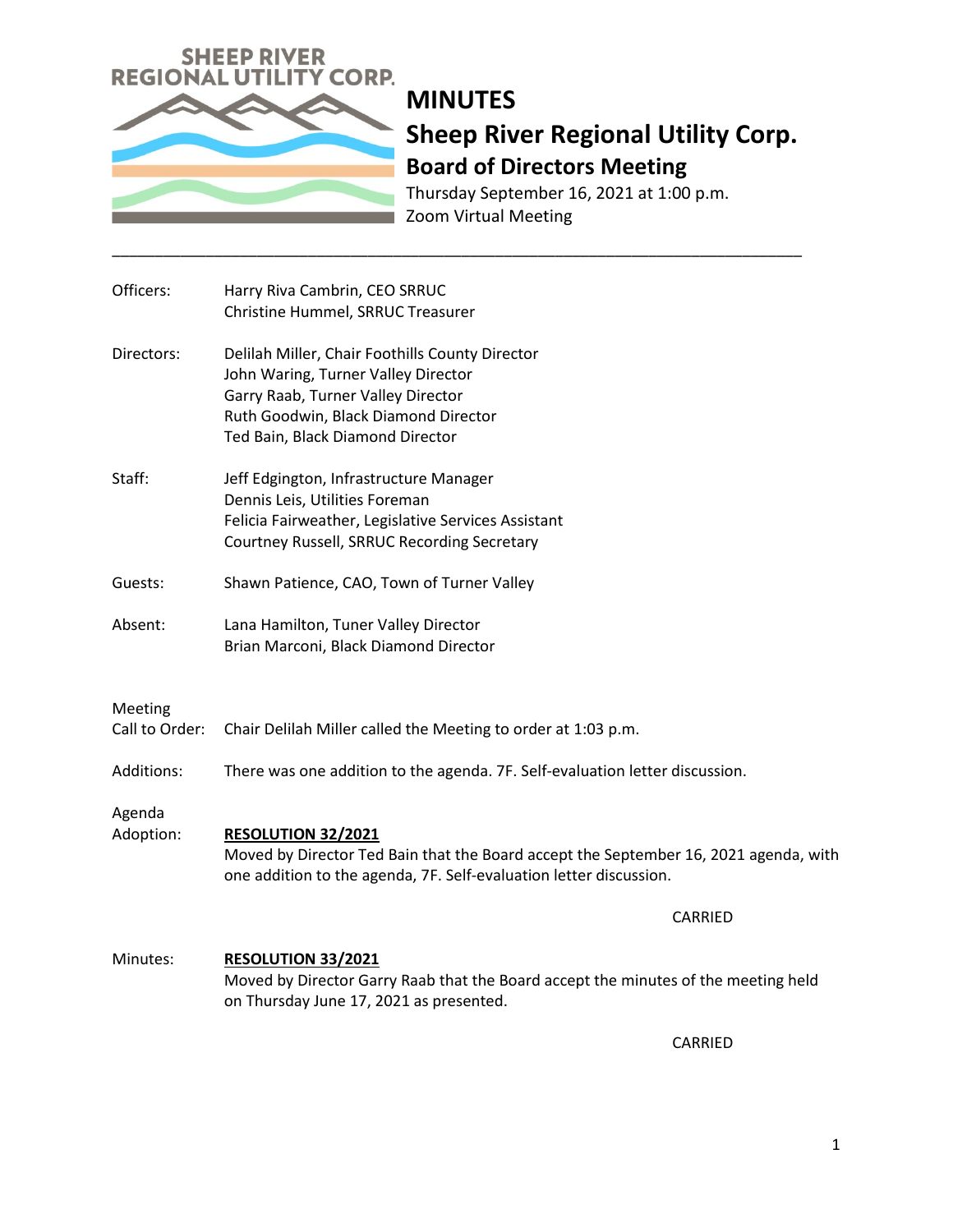SHEEP RIVER REGIONAL UTILITY CORP.

# MINUTES

## Sheep River Regional Utility Corp.

### Board of Directors Meeting

Thursday September 16, 2021 at 1:00 p.m.
Zoom Virtual Meeting

---

Officers: Harry Riva Cambrin, CEO SRRUC
Christine Hummel, SRRUC Treasurer

Directors: Delilah Miller, Chair Foothills County Director
John Waring, Turner Valley Director
Garry Raab, Turner Valley Director
Ruth Goodwin, Black Diamond Director
Ted Bain, Black Diamond Director

Staff: Jeff Edgington, Infrastructure Manager
Dennis Leis, Utilities Foreman
Felicia Fairweather, Legislative Services Assistant
Courtney Russell, SRRUC Recording Secretary

Guests: Shawn Patience, CAO, Town of Turner Valley

Absent: Lana Hamilton, Tuner Valley Director
Brian Marconi, Black Diamond Director

Meeting Call to Order: Chair Delilah Miller called the Meeting to order at 1:03 p.m.

Additions: There was one addition to the agenda. 7F. Self-evaluation letter discussion.

Agenda Adoption: **RESOLUTION 32/2021**
Moved by Director Ted Bain that the Board accept the September 16, 2021 agenda, with one addition to the agenda, 7F. Self-evaluation letter discussion.

CARRIED

Minutes: **RESOLUTION 33/2021**
Moved by Director Garry Raab that the Board accept the minutes of the meeting held on Thursday June 17, 2021 as presented.

CARRIED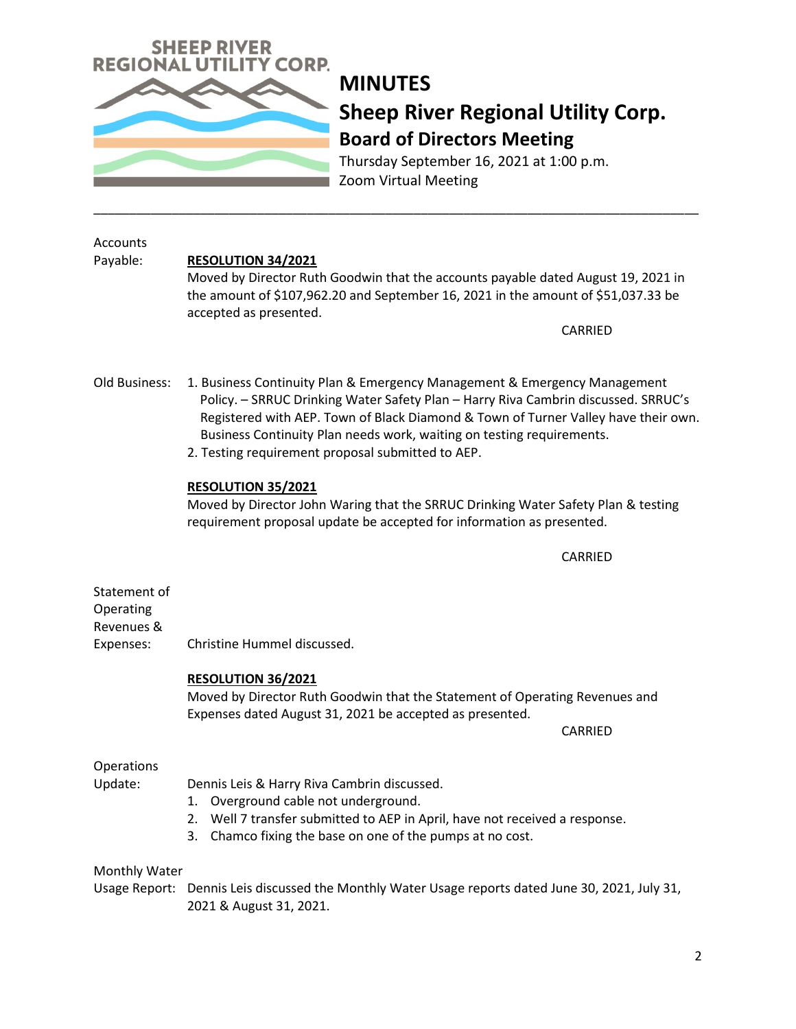**SHEEP RIVER REGIONAL UTILITY CORP.**

# MINUTES

## Sheep River Regional Utility Corp.

### Board of Directors Meeting

Thursday September 16, 2021 at 1:00 p.m.
Zoom Virtual Meeting

---

**Accounts Payable:**

**RESOLUTION 34/2021**
Moved by Director Ruth Goodwin that the accounts payable dated August 19, 2021 in the amount of $107,962.20 and September 16, 2021 in the amount of $51,037.33 be accepted as presented.

CARRIED

**Old Business:**

1. Business Continuity Plan & Emergency Management & Emergency Management Policy. – SRRUC Drinking Water Safety Plan – Harry Riva Cambrin discussed. SRRUC's Registered with AEP. Town of Black Diamond & Town of Turner Valley have their own. Business Continuity Plan needs work, waiting on testing requirements.
2. Testing requirement proposal submitted to AEP.

**RESOLUTION 35/2021**
Moved by Director John Waring that the SRRUC Drinking Water Safety Plan & testing requirement proposal update be accepted for information as presented.

CARRIED

**Statement of Operating Revenues & Expenses:** Christine Hummel discussed.

**RESOLUTION 36/2021**
Moved by Director Ruth Goodwin that the Statement of Operating Revenues and Expenses dated August 31, 2021 be accepted as presented.

CARRIED

**Operations Update:** Dennis Leis & Harry Riva Cambrin discussed.

1. Overground cable not underground.
2. Well 7 transfer submitted to AEP in April, have not received a response.
3. Chamco fixing the base on one of the pumps at no cost.

**Monthly Water Usage Report:** Dennis Leis discussed the Monthly Water Usage reports dated June 30, 2021, July 31, 2021 & August 31, 2021.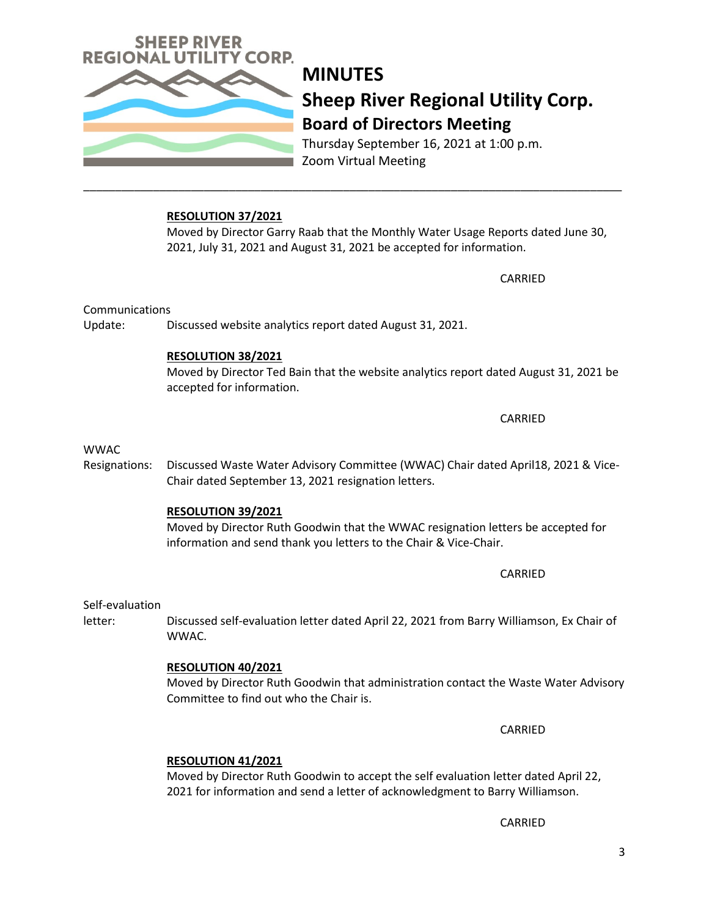# MINUTES

## Sheep River Regional Utility Corp.

### Board of Directors Meeting

Thursday September 16, 2021 at 1:00 p.m.
Zoom Virtual Meeting

---

**RESOLUTION 37/2021**

Moved by Director Garry Raab that the Monthly Water Usage Reports dated June 30, 2021, July 31, 2021 and August 31, 2021 be accepted for information.

CARRIED

Communications Update: Discussed website analytics report dated August 31, 2021.

**RESOLUTION 38/2021**

Moved by Director Ted Bain that the website analytics report dated August 31, 2021 be accepted for information.

CARRIED

WWAC Resignations: Discussed Waste Water Advisory Committee (WWAC) Chair dated April18, 2021 & Vice-Chair dated September 13, 2021 resignation letters.

**RESOLUTION 39/2021**

Moved by Director Ruth Goodwin that the WWAC resignation letters be accepted for information and send thank you letters to the Chair & Vice-Chair.

CARRIED

Self-evaluation letter: Discussed self-evaluation letter dated April 22, 2021 from Barry Williamson, Ex Chair of WWAC.

**RESOLUTION 40/2021**

Moved by Director Ruth Goodwin that administration contact the Waste Water Advisory Committee to find out who the Chair is.

CARRIED

**RESOLUTION 41/2021**

Moved by Director Ruth Goodwin to accept the self evaluation letter dated April 22, 2021 for information and send a letter of acknowledgment to Barry Williamson.

CARRIED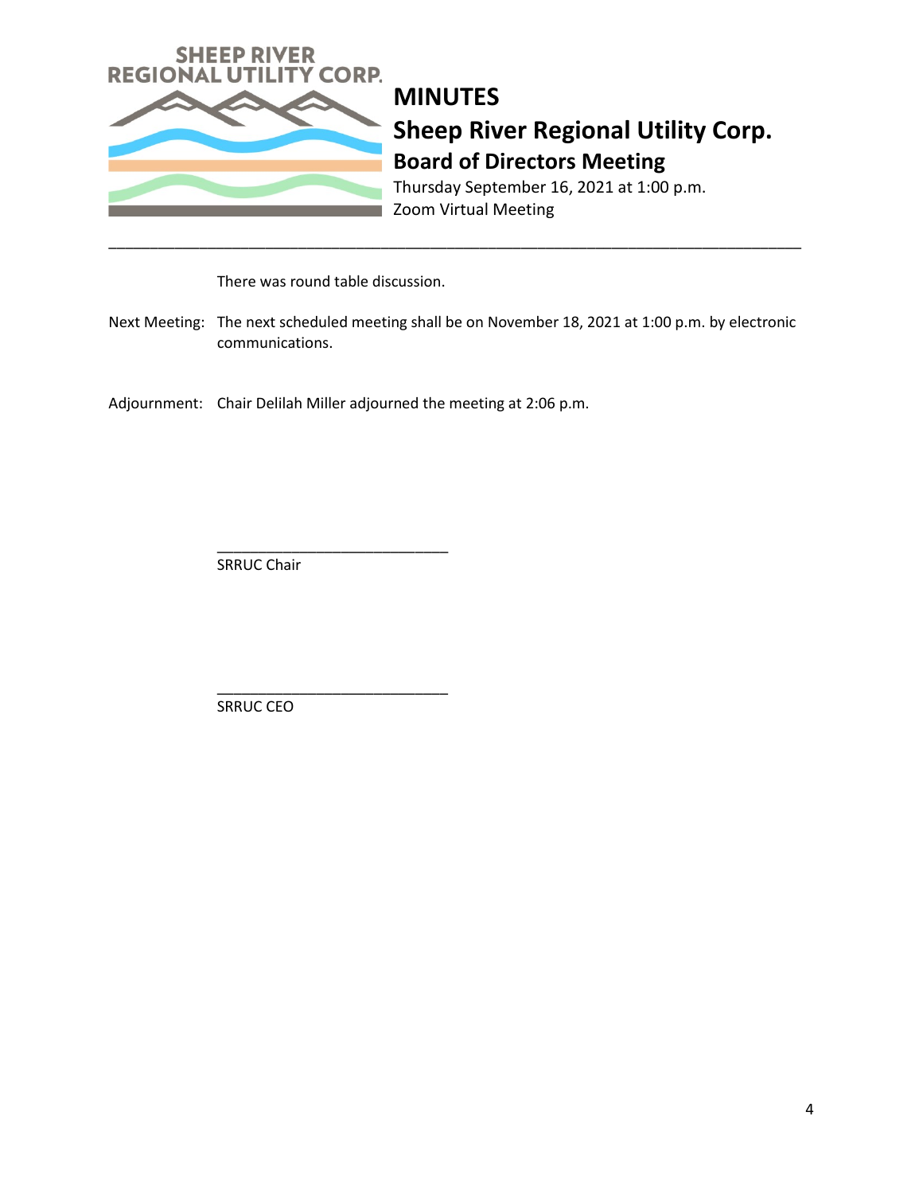# MINUTES

## Sheep River Regional Utility Corp.

### Board of Directors Meeting

Thursday September 16, 2021 at 1:00 p.m.
Zoom Virtual Meeting

---

There was round table discussion.

Next Meeting: The next scheduled meeting shall be on November 18, 2021 at 1:00 p.m. by electronic communications.

Adjournment: Chair Delilah Miller adjourned the meeting at 2:06 p.m.

\_\_\_\_\_\_\_\_\_\_\_\_\_\_\_\_\_\_\_\_\_\_\_\_\_\_\_\_
SRRUC Chair

\_\_\_\_\_\_\_\_\_\_\_\_\_\_\_\_\_\_\_\_\_\_\_\_\_\_\_\_
SRRUC CEO